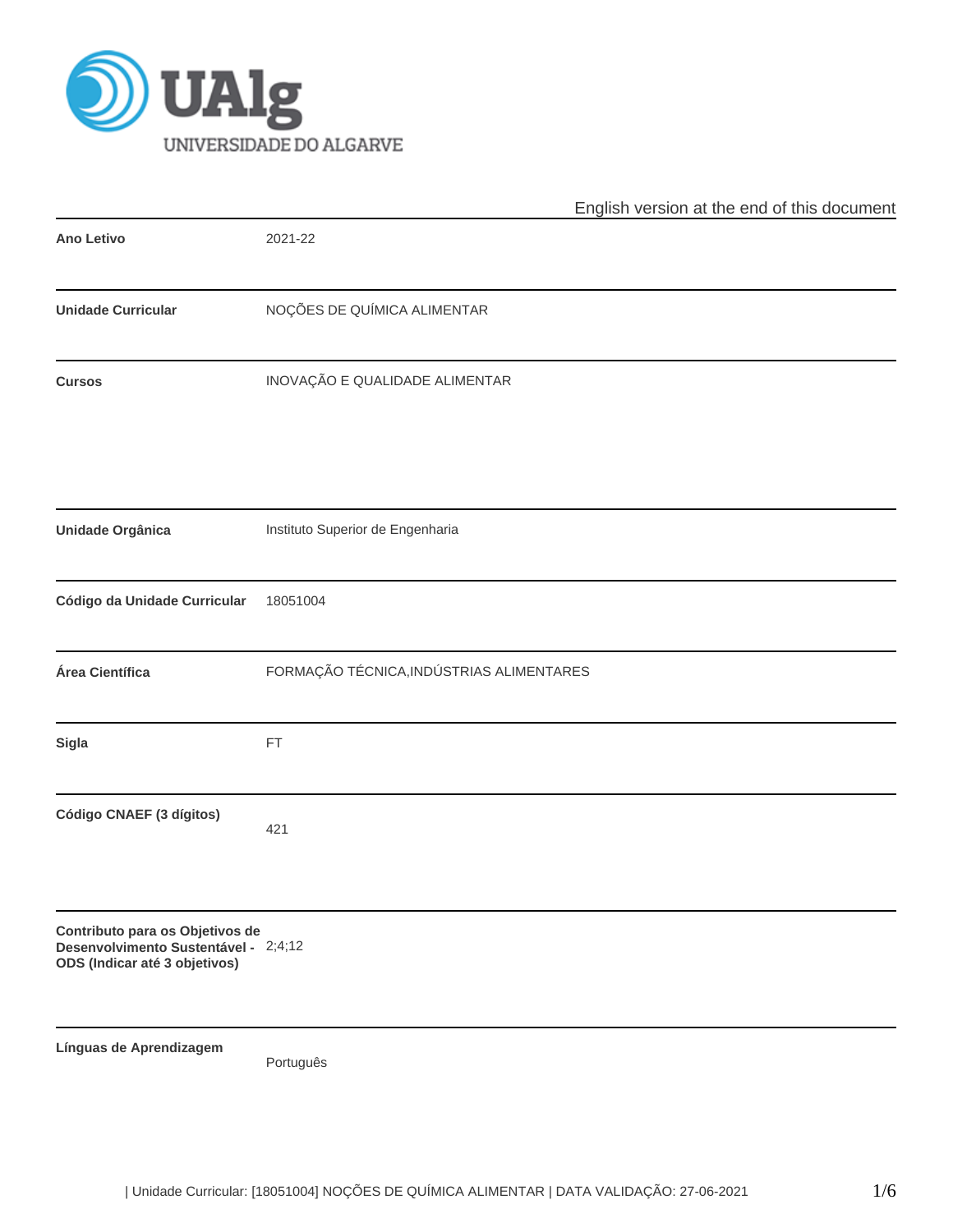English version at the end of this document

| | |
|---|---|
| **Ano Letivo** | 2021-22 |
| **Unidade Curricular** | NOÇÕES DE QUÍMICA ALIMENTAR |
| **Cursos** | INOVAÇÃO E QUALIDADE ALIMENTAR |
| **Unidade Orgânica** | Instituto Superior de Engenharia |
| **Código da Unidade Curricular** | 18051004 |
| **Área Científica** | FORMAÇÃO TÉCNICA,INDÚSTRIAS ALIMENTARES |
| **Sigla** | FT |
| **Código CNAEF (3 dígitos)** | 421 |
| **Contributo para os Objetivos de Desenvolvimento Sustentável - ODS (Indicar até 3 objetivos)** | 2;4;12 |
| **Línguas de Aprendizagem** | Português |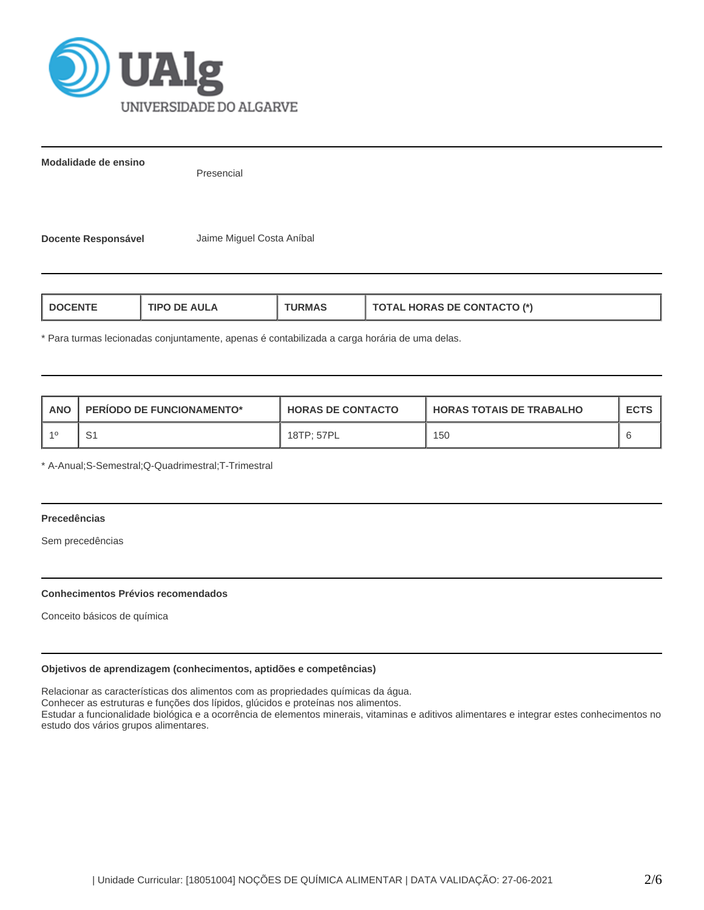**Modalidade de ensino**

Presencial

**Docente Responsável**

Jaime Miguel Costa Aníbal

| DOCENTE | TIPO DE AULA | TURMAS | TOTAL HORAS DE CONTACTO (*) |
|---|---|---|---|

* Para turmas lecionadas conjuntamente, apenas é contabilizada a carga horária de uma delas.

| ANO | PERÍODO DE FUNCIONAMENTO* | HORAS DE CONTACTO | HORAS TOTAIS DE TRABALHO | ECTS |
|---|---|---|---|---|
| 1º | S1 | 18TP; 57PL | 150 | 6 |

* A-Anual;S-Semestral;Q-Quadrimestral;T-Trimestral

**Precedências**

Sem precedências

**Conhecimentos Prévios recomendados**

Conceito básicos de química

**Objetivos de aprendizagem (conhecimentos, aptidões e competências)**

Relacionar as características dos alimentos com as propriedades químicas da água.
Conhecer as estruturas e funções dos lípidos, glúcidos e proteínas nos alimentos.
Estudar a funcionalidade biológica e a ocorrência de elementos minerais, vitaminas e aditivos alimentares e integrar estes conhecimentos no estudo dos vários grupos alimentares.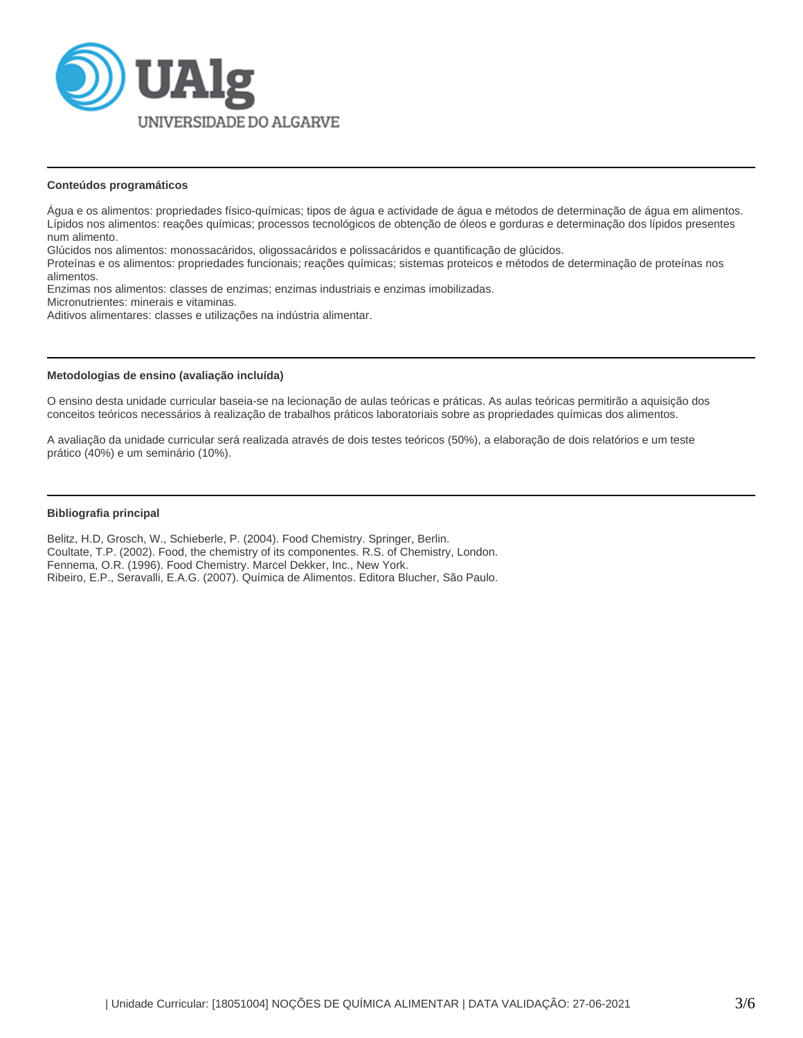### Conteúdos programáticos

Água e os alimentos: propriedades físico-químicas; tipos de água e actividade de água e métodos de determinação de água em alimentos.
Lípidos nos alimentos: reações químicas; processos tecnológicos de obtenção de óleos e gorduras e determinação dos lípidos presentes num alimento.
Glúcidos nos alimentos: monossacáridos, oligossacáridos e polissacáridos e quantificação de glúcidos.
Proteínas e os alimentos: propriedades funcionais; reações químicas; sistemas proteicos e métodos de determinação de proteínas nos alimentos.
Enzimas nos alimentos: classes de enzimas; enzimas industriais e enzimas imobilizadas.
Micronutrientes: minerais e vitaminas.
Aditivos alimentares: classes e utilizações na indústria alimentar.

### Metodologias de ensino (avaliação incluída)

O ensino desta unidade curricular baseia-se na lecionação de aulas teóricas e práticas. As aulas teóricas permitirão a aquisição dos conceitos teóricos necessários à realização de trabalhos práticos laboratoriais sobre as propriedades químicas dos alimentos.

A avaliação da unidade curricular será realizada através de dois testes teóricos (50%), a elaboração de dois relatórios e um teste prático (40%) e um seminário (10%).

### Bibliografia principal

Belitz, H.D, Grosch, W., Schieberle, P. (2004). Food Chemistry. Springer, Berlin.
Coultate, T.P. (2002). Food, the chemistry of its componentes. R.S. of Chemistry, London.
Fennema, O.R. (1996). Food Chemistry. Marcel Dekker, Inc., New York.
Ribeiro, E.P., Seravalli, E.A.G. (2007). Química de Alimentos. Editora Blucher, São Paulo.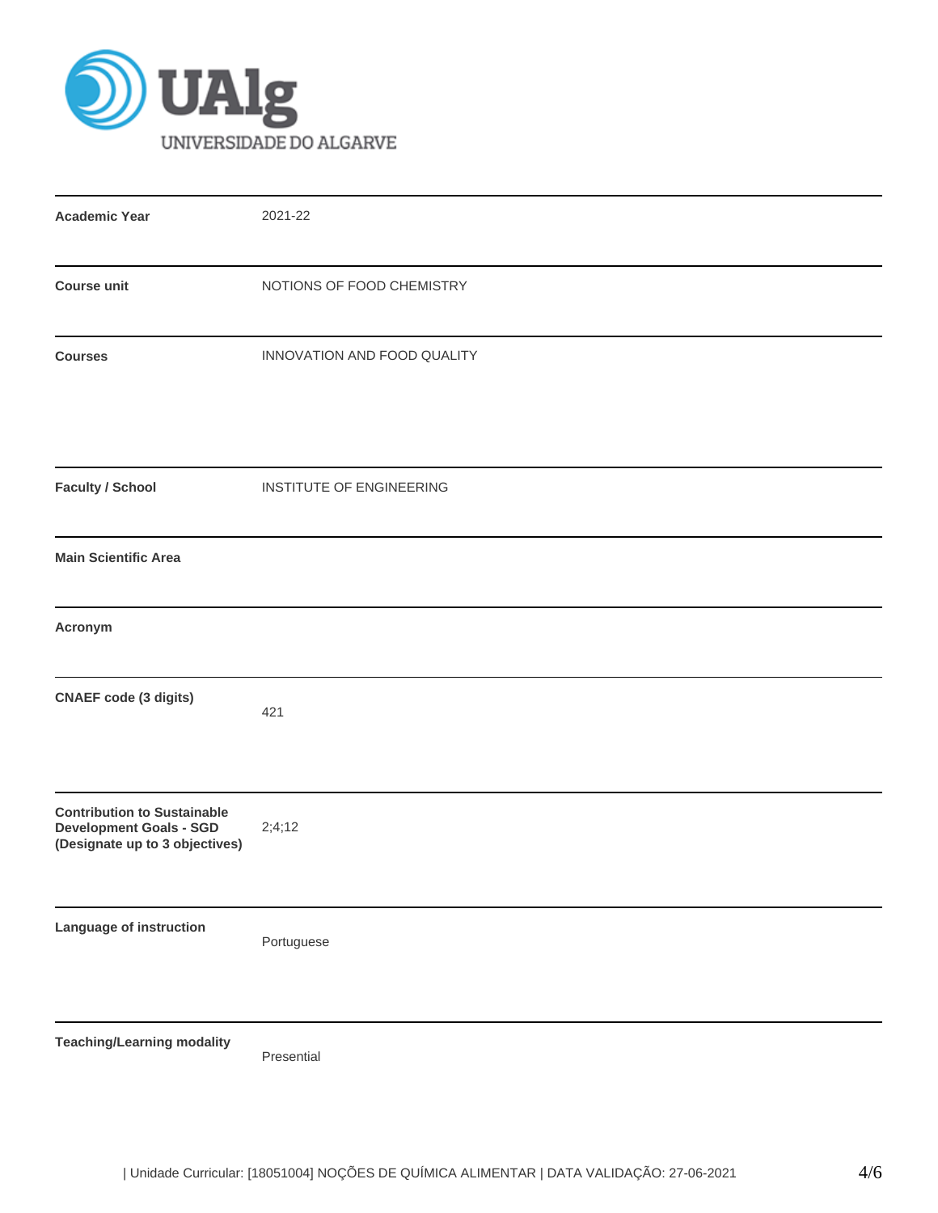UAlg
UNIVERSIDADE DO ALGARVE

| | |
|---|---|
| **Academic Year** | 2021-22 |
| **Course unit** | NOTIONS OF FOOD CHEMISTRY |
| **Courses** | INNOVATION AND FOOD QUALITY |
| **Faculty / School** | INSTITUTE OF ENGINEERING |
| **Main Scientific Area** | |
| **Acronym** | |
| **CNAEF code (3 digits)** | 421 |
| **Contribution to Sustainable Development Goals - SGD (Designate up to 3 objectives)** | 2;4;12 |
| **Language of instruction** | Portuguese |
| **Teaching/Learning modality** | Presential |

| Unidade Curricular: [18051004] NOÇÕES DE QUÍMICA ALIMENTAR | DATA VALIDAÇÃO: 27-06-2021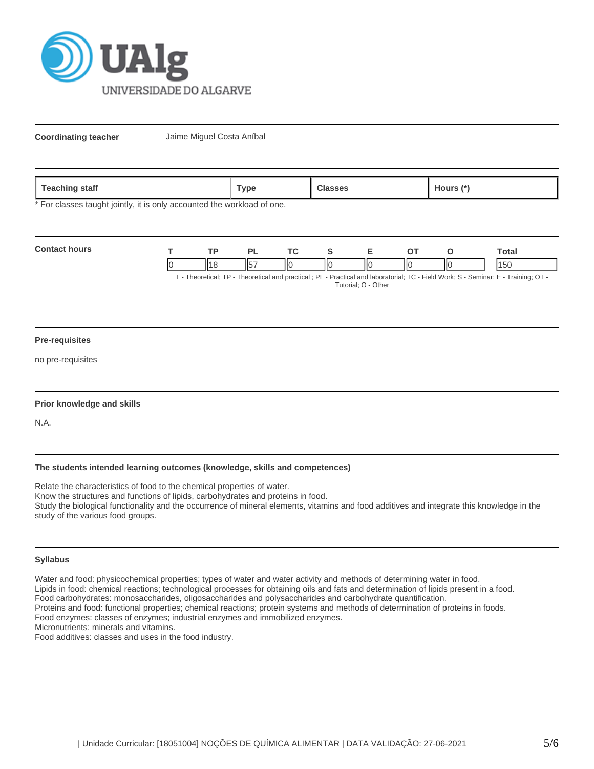**Coordinating teacher** Jaime Miguel Costa Aníbal

| Teaching staff | Type | Classes | Hours (*) |
| --- | --- | --- | --- |

* For classes taught jointly, it is only accounted the workload of one.

**Contact hours**

| T | TP | PL | TC | S | E | OT | O | Total |
| --- | --- | --- | --- | --- | --- | --- | --- | --- |
| 0 | 18 | 57 | 0 | 0 | 0 | 0 | 0 | 150 |

T - Theoretical; TP - Theoretical and practical ; PL - Practical and laboratorial; TC - Field Work; S - Seminar; E - Training; OT - Tutorial; O - Other

### Pre-requisites

no pre-requisites

### Prior knowledge and skills

N.A.

### The students intended learning outcomes (knowledge, skills and competences)

Relate the characteristics of food to the chemical properties of water.
Know the structures and functions of lipids, carbohydrates and proteins in food.
Study the biological functionality and the occurrence of mineral elements, vitamins and food additives and integrate this knowledge in the study of the various food groups.

### Syllabus

Water and food: physicochemical properties; types of water and water activity and methods of determining water in food.
Lipids in food: chemical reactions; technological processes for obtaining oils and fats and determination of lipids present in a food.
Food carbohydrates: monosaccharides, oligosaccharides and polysaccharides and carbohydrate quantification.
Proteins and food: functional properties; chemical reactions; protein systems and methods of determination of proteins in foods.
Food enzymes: classes of enzymes; industrial enzymes and immobilized enzymes.
Micronutrients: minerals and vitamins.
Food additives: classes and uses in the food industry.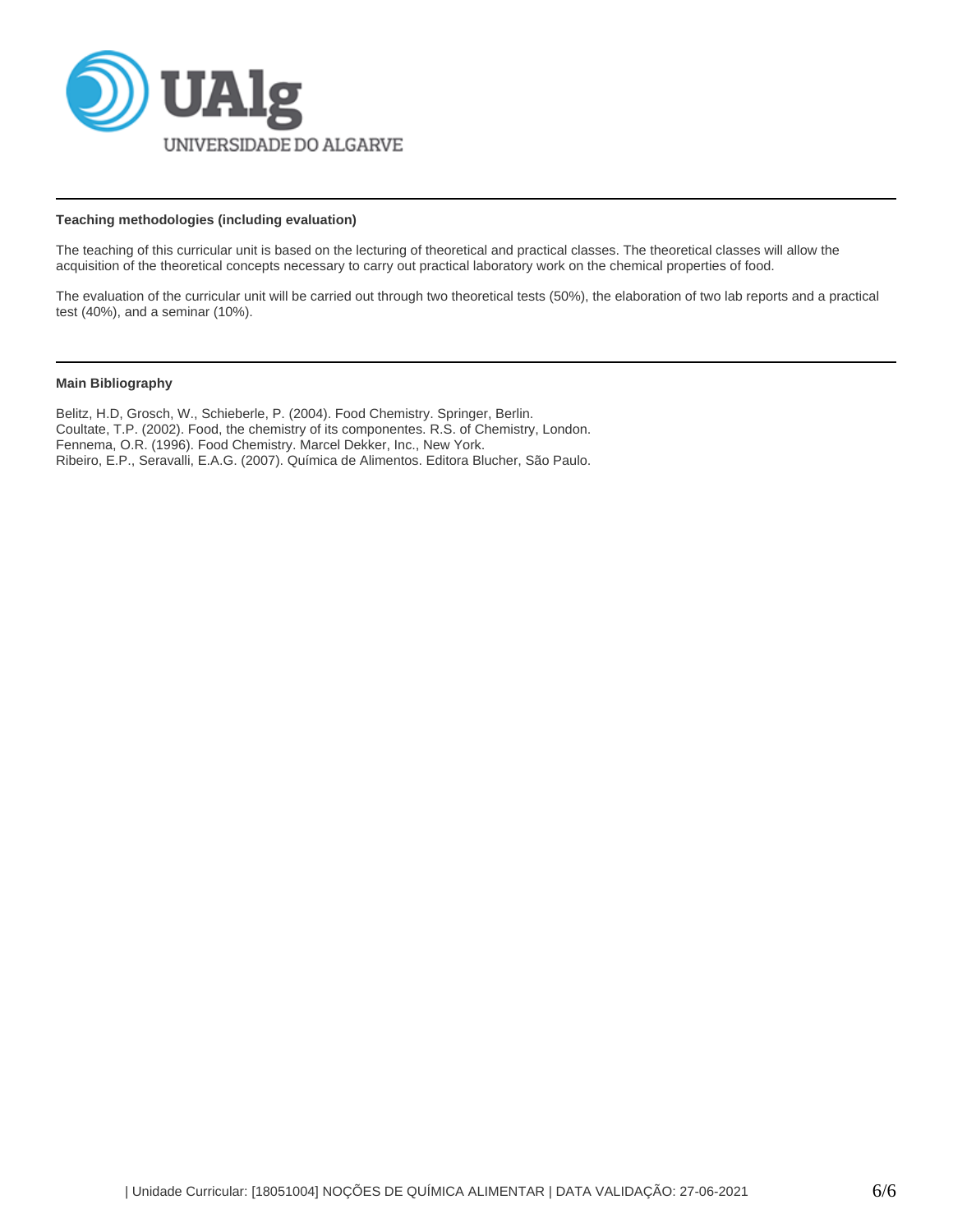**Teaching methodologies (including evaluation)**

The teaching of this curricular unit is based on the lecturing of theoretical and practical classes. The theoretical classes will allow the acquisition of the theoretical concepts necessary to carry out practical laboratory work on the chemical properties of food.

The evaluation of the curricular unit will be carried out through two theoretical tests (50%), the elaboration of two lab reports and a practical test (40%), and a seminar (10%).

**Main Bibliography**

Belitz, H.D, Grosch, W., Schieberle, P. (2004). Food Chemistry. Springer, Berlin.
Coultate, T.P. (2002). Food, the chemistry of its componentes. R.S. of Chemistry, London.
Fennema, O.R. (1996). Food Chemistry. Marcel Dekker, Inc., New York.
Ribeiro, E.P., Seravalli, E.A.G. (2007). Química de Alimentos. Editora Blucher, São Paulo.